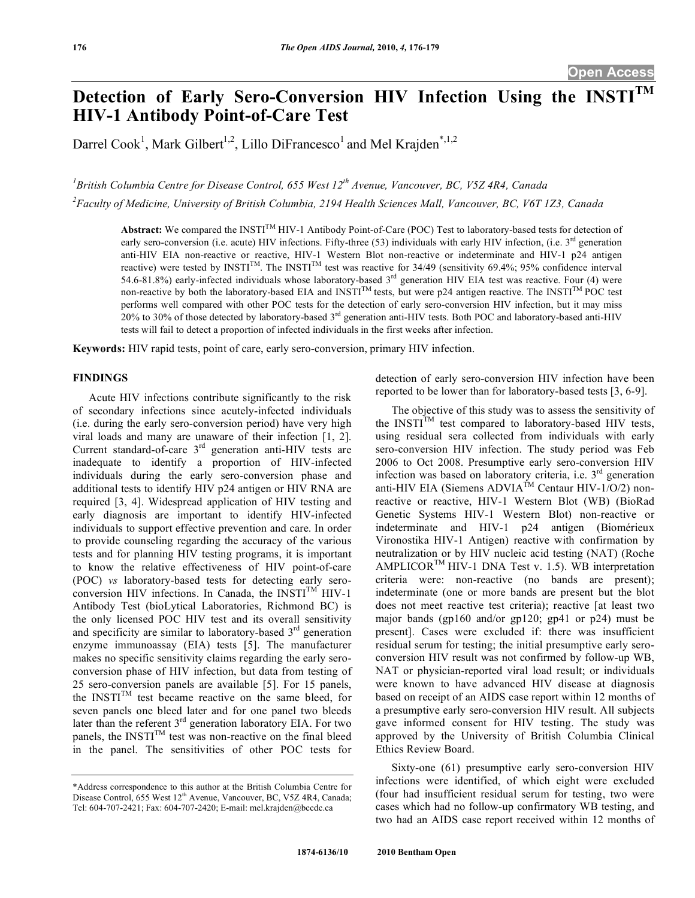# Detection of Early Sero-Conversion HIV Infection Using the INSTI™ HIV-1 Antibody Point-of-Care Test

Darrel Cook[1], Mark Gilbert[1,2], Lillo DiFrancesco[1] and Mel Krajden*[1,2]

[1]British Columbia Centre for Disease Control, 655 West 12th Avenue, Vancouver, BC, V5Z 4R4, Canada

[2]Faculty of Medicine, University of British Columbia, 2194 Health Sciences Mall, Vancouver, BC, V6T 1Z3, Canada

**Abstract:** We compared the INSTI™ HIV-1 Antibody Point-of-Care (POC) Test to laboratory-based tests for detection of early sero-conversion (i.e. acute) HIV infections. Fifty-three (53) individuals with early HIV infection, (i.e. 3rd generation anti-HIV EIA non-reactive or reactive, HIV-1 Western Blot non-reactive or indeterminate and HIV-1 p24 antigen reactive) were tested by INSTI™. The INSTI™ test was reactive for 34/49 (sensitivity 69.4%; 95% confidence interval 54.6-81.8%) early-infected individuals whose laboratory-based 3rd generation HIV EIA test was reactive. Four (4) were non-reactive by both the laboratory-based EIA and INSTI™ tests, but were p24 antigen reactive. The INSTI™ POC test performs well compared with other POC tests for the detection of early sero-conversion HIV infection, but it may miss 20% to 30% of those detected by laboratory-based 3rd generation anti-HIV tests. Both POC and laboratory-based anti-HIV tests will fail to detect a proportion of infected individuals in the first weeks after infection.

**Keywords:** HIV rapid tests, point of care, early sero-conversion, primary HIV infection.

## FINDINGS

Acute HIV infections contribute significantly to the risk of secondary infections since acutely-infected individuals (i.e. during the early sero-conversion period) have very high viral loads and many are unaware of their infection [1, 2]. Current standard-of-care 3rd generation anti-HIV tests are inadequate to identify a proportion of HIV-infected individuals during the early sero-conversion phase and additional tests to identify HIV p24 antigen or HIV RNA are required [3, 4]. Widespread application of HIV testing and early diagnosis are important to identify HIV-infected individuals to support effective prevention and care. In order to provide counseling regarding the accuracy of the various tests and for planning HIV testing programs, it is important to know the relative effectiveness of HIV point-of-care (POC) *vs* laboratory-based tests for detecting early sero-conversion HIV infections. In Canada, the INSTI™ HIV-1 Antibody Test (bioLytical Laboratories, Richmond BC) is the only licensed POC HIV test and its overall sensitivity and specificity are similar to laboratory-based 3rd generation enzyme immunoassay (EIA) tests [5]. The manufacturer makes no specific sensitivity claims regarding the early sero-conversion phase of HIV infection, but data from testing of 25 sero-conversion panels are available [5]. For 15 panels, the INSTI™ test became reactive on the same bleed, for seven panels one bleed later and for one panel two bleeds later than the referent 3rd generation laboratory EIA. For two panels, the INSTI™ test was non-reactive on the final bleed in the panel. The sensitivities of other POC tests for detection of early sero-conversion HIV infection have been reported to be lower than for laboratory-based tests [3, 6-9].

The objective of this study was to assess the sensitivity of the INSTI™ test compared to laboratory-based HIV tests, using residual sera collected from individuals with early sero-conversion HIV infection. The study period was Feb 2006 to Oct 2008. Presumptive early sero-conversion HIV infection was based on laboratory criteria, i.e. 3rd generation anti-HIV EIA (Siemens ADVIA™ Centaur HIV-1/O/2) non-reactive or reactive, HIV-1 Western Blot (WB) (BioRad Genetic Systems HIV-1 Western Blot) non-reactive or indeterminate and HIV-1 p24 antigen (Biomérieux Vironostika HIV-1 Antigen) reactive with confirmation by neutralization or by HIV nucleic acid testing (NAT) (Roche AMPLICOR™ HIV-1 DNA Test v. 1.5). WB interpretation criteria were: non-reactive (no bands are present); indeterminate (one or more bands are present but the blot does not meet reactive test criteria); reactive [at least two major bands (gp160 and/or gp120; gp41 or p24) must be present]. Cases were excluded if: there was insufficient residual serum for testing; the initial presumptive early sero-conversion HIV result was not confirmed by follow-up WB, NAT or physician-reported viral load result; or individuals were known to have advanced HIV disease at diagnosis based on receipt of an AIDS case report within 12 months of a presumptive early sero-conversion HIV result. All subjects gave informed consent for HIV testing. The study was approved by the University of British Columbia Clinical Ethics Review Board.

Sixty-one (61) presumptive early sero-conversion HIV infections were identified, of which eight were excluded (four had insufficient residual serum for testing, two were cases which had no follow-up confirmatory WB testing, and two had an AIDS case report received within 12 months of

*Address correspondence to this author at the British Columbia Centre for Disease Control, 655 West 12th Avenue, Vancouver, BC, V5Z 4R4, Canada; Tel: 604-707-2421; Fax: 604-707-2420; E-mail: mel.krajden@bccdc.ca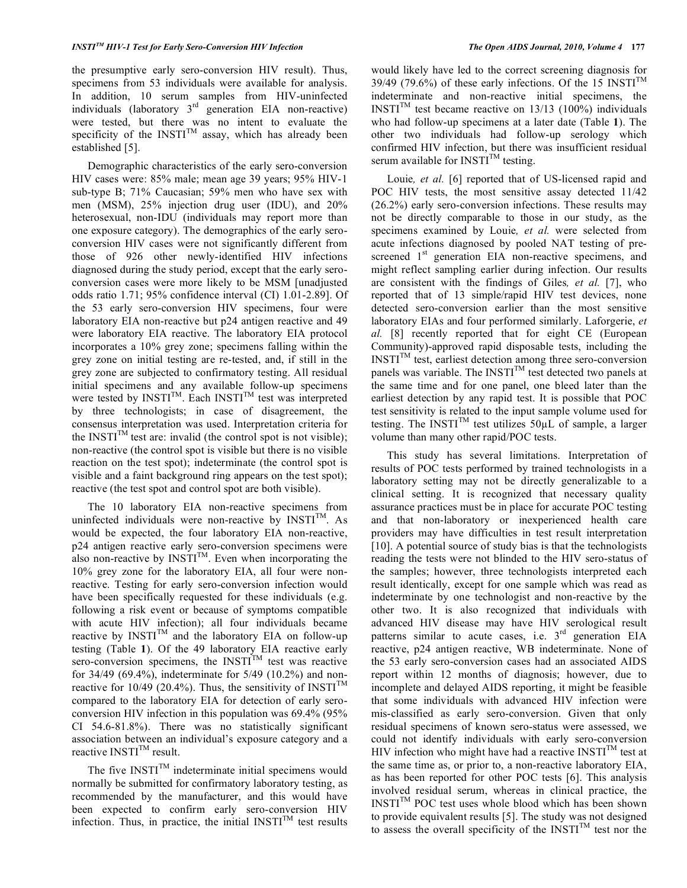the presumptive early sero-conversion HIV result). Thus, specimens from 53 individuals were available for analysis. In addition, 10 serum samples from HIV-uninfected individuals (laboratory 3rd generation EIA non-reactive) were tested, but there was no intent to evaluate the specificity of the INSTI™ assay, which has already been established [5].

Demographic characteristics of the early sero-conversion HIV cases were: 85% male; mean age 39 years; 95% HIV-1 sub-type B; 71% Caucasian; 59% men who have sex with men (MSM), 25% injection drug user (IDU), and 20% heterosexual, non-IDU (individuals may report more than one exposure category). The demographics of the early sero-conversion HIV cases were not significantly different from those of 926 other newly-identified HIV infections diagnosed during the study period, except that the early sero-conversion cases were more likely to be MSM [unadjusted odds ratio 1.71; 95% confidence interval (CI) 1.01-2.89]. Of the 53 early sero-conversion HIV specimens, four were laboratory EIA non-reactive but p24 antigen reactive and 49 were laboratory EIA reactive. The laboratory EIA protocol incorporates a 10% grey zone; specimens falling within the grey zone on initial testing are re-tested, and, if still in the grey zone are subjected to confirmatory testing. All residual initial specimens and any available follow-up specimens were tested by INSTI™. Each INSTI™ test was interpreted by three technologists; in case of disagreement, the consensus interpretation was used. Interpretation criteria for the INSTI™ test are: invalid (the control spot is not visible); non-reactive (the control spot is visible but there is no visible reaction on the test spot); indeterminate (the control spot is visible and a faint background ring appears on the test spot); reactive (the test spot and control spot are both visible).

The 10 laboratory EIA non-reactive specimens from uninfected individuals were non-reactive by INSTI™. As would be expected, the four laboratory EIA non-reactive, p24 antigen reactive early sero-conversion specimens were also non-reactive by INSTI™. Even when incorporating the 10% grey zone for the laboratory EIA, all four were non-reactive. Testing for early sero-conversion infection would have been specifically requested for these individuals (e.g. following a risk event or because of symptoms compatible with acute HIV infection); all four individuals became reactive by INSTI™ and the laboratory EIA on follow-up testing (Table **1**). Of the 49 laboratory EIA reactive early sero-conversion specimens, the INSTI™ test was reactive for 34/49 (69.4%), indeterminate for 5/49 (10.2%) and non-reactive for 10/49 (20.4%). Thus, the sensitivity of INSTI™ compared to the laboratory EIA for detection of early sero-conversion HIV infection in this population was 69.4% (95% CI 54.6-81.8%). There was no statistically significant association between an individual's exposure category and a reactive INSTI™ result.

The five INSTI™ indeterminate initial specimens would normally be submitted for confirmatory laboratory testing, as recommended by the manufacturer, and this would have been expected to confirm early sero-conversion HIV infection. Thus, in practice, the initial INSTI™ test results would likely have led to the correct screening diagnosis for 39/49 (79.6%) of these early infections. Of the 15 INSTI™ indeterminate and non-reactive initial specimens, the INSTI™ test became reactive on 13/13 (100%) individuals who had follow-up specimens at a later date (Table **1**). The other two individuals had follow-up serology which confirmed HIV infection, but there was insufficient residual serum available for INSTI™ testing.

Louie*, et al.* [6] reported that of US-licensed rapid and POC HIV tests, the most sensitive assay detected 11/42 (26.2%) early sero-conversion infections. These results may not be directly comparable to those in our study, as the specimens examined by Louie*, et al.* were selected from acute infections diagnosed by pooled NAT testing of pre-screened 1st generation EIA non-reactive specimens, and might reflect sampling earlier during infection. Our results are consistent with the findings of Giles*, et al.* [7], who reported that of 13 simple/rapid HIV test devices, none detected sero-conversion earlier than the most sensitive laboratory EIAs and four performed similarly. Laforgerie, *et al.* [8] recently reported that for eight CE (European Community)-approved rapid disposable tests, including the INSTI™ test, earliest detection among three sero-conversion panels was variable. The INSTI™ test detected two panels at the same time and for one panel, one bleed later than the earliest detection by any rapid test. It is possible that POC test sensitivity is related to the input sample volume used for testing. The INSTI™ test utilizes 50μL of sample, a larger volume than many other rapid/POC tests.

This study has several limitations. Interpretation of results of POC tests performed by trained technologists in a laboratory setting may not be directly generalizable to a clinical setting. It is recognized that necessary quality assurance practices must be in place for accurate POC testing and that non-laboratory or inexperienced health care providers may have difficulties in test result interpretation [10]. A potential source of study bias is that the technologists reading the tests were not blinded to the HIV sero-status of the samples; however, three technologists interpreted each result identically, except for one sample which was read as indeterminate by one technologist and non-reactive by the other two. It is also recognized that individuals with advanced HIV disease may have HIV serological result patterns similar to acute cases, i.e. 3rd generation EIA reactive, p24 antigen reactive, WB indeterminate. None of the 53 early sero-conversion cases had an associated AIDS report within 12 months of diagnosis; however, due to incomplete and delayed AIDS reporting, it might be feasible that some individuals with advanced HIV infection were mis-classified as early sero-conversion. Given that only residual specimens of known sero-status were assessed, we could not identify individuals with early sero-conversion HIV infection who might have had a reactive INSTI™ test at the same time as, or prior to, a non-reactive laboratory EIA, as has been reported for other POC tests [6]. This analysis involved residual serum, whereas in clinical practice, the INSTI™ POC test uses whole blood which has been shown to provide equivalent results [5]. The study was not designed to assess the overall specificity of the INSTI™ test nor the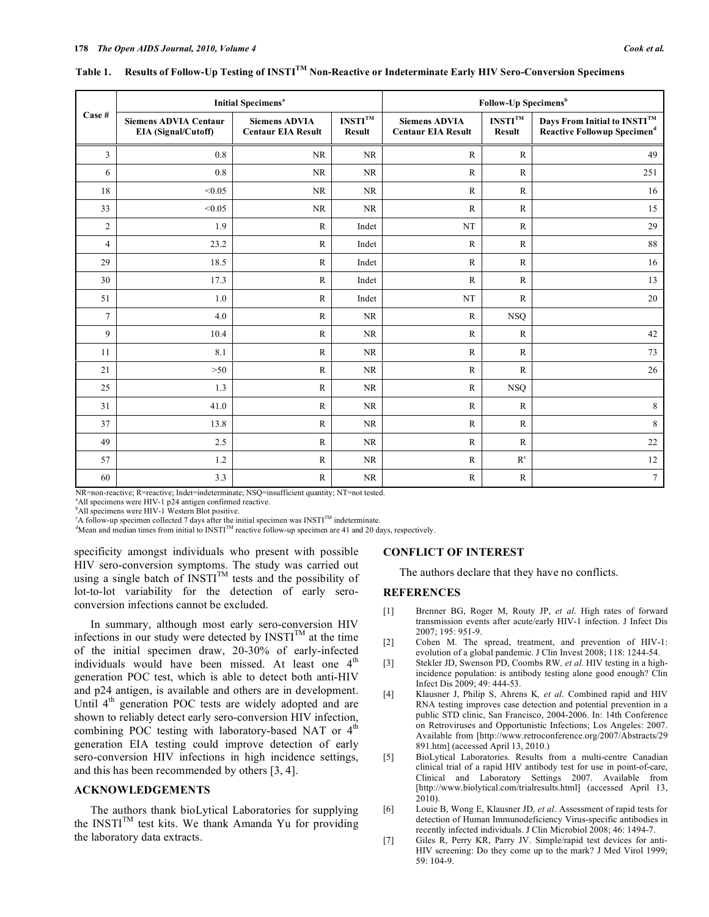**Table 1. Results of Follow-Up Testing of INSTI™ Non-Reactive or Indeterminate Early HIV Sero-Conversion Specimens**

| Case # | Initial Specimens[a] | | | Follow-Up Specimens[b] | | |
|---|---|---|---|---|---|---|
| | Siemens ADVIA Centaur EIA (Signal/Cutoff) | Siemens ADVIA Centaur EIA Result | INSTI™ Result | Siemens ADVIA Centaur EIA Result | INSTI™ Result | Days From Initial to INSTI™ Reactive Followup Specimen[d] |
| 3 | 0.8 | NR | NR | R | R | 49 |
| 6 | 0.8 | NR | NR | R | R | 251 |
| 18 | <0.05 | NR | NR | R | R | 16 |
| 33 | <0.05 | NR | NR | R | R | 15 |
| 2 | 1.9 | R | Indet | NT | R | 29 |
| 4 | 23.2 | R | Indet | R | R | 88 |
| 29 | 18.5 | R | Indet | R | R | 16 |
| 30 | 17.3 | R | Indet | R | R | 13 |
| 51 | 1.0 | R | Indet | NT | R | 20 |
| 7 | 4.0 | R | NR | R | NSQ | |
| 9 | 10.4 | R | NR | R | R | 42 |
| 11 | 8.1 | R | NR | R | R | 73 |
| 21 | >50 | R | NR | R | R | 26 |
| 25 | 1.3 | R | NR | R | NSQ | |
| 31 | 41.0 | R | NR | R | R | 8 |
| 37 | 13.8 | R | NR | R | R | 8 |
| 49 | 2.5 | R | NR | R | R | 22 |
| 57 | 1.2 | R | NR | R | R[c] | 12 |
| 60 | 3.3 | R | NR | R | R | 7 |

NR=non-reactive; R=reactive; Indet=indeterminate; NSQ=insufficient quantity; NT=not tested.
[a]All specimens were HIV-1 p24 antigen confirmed reactive.
[b]All specimens were HIV-1 Western Blot positive.
[c]A follow-up specimen collected 7 days after the initial specimen was INSTI™ indeterminate.
[d]Mean and median times from initial to INSTI™ reactive follow-up specimen are 41 and 20 days, respectively.

specificity amongst individuals who present with possible HIV sero-conversion symptoms. The study was carried out using a single batch of INSTI™ tests and the possibility of lot-to-lot variability for the detection of early sero-conversion infections cannot be excluded.

In summary, although most early sero-conversion HIV infections in our study were detected by INSTI™ at the time of the initial specimen draw, 20-30% of early-infected individuals would have been missed. At least one 4th generation POC test, which is able to detect both anti-HIV and p24 antigen, is available and others are in development. Until 4th generation POC tests are widely adopted and are shown to reliably detect early sero-conversion HIV infection, combining POC testing with laboratory-based NAT or 4th generation EIA testing could improve detection of early sero-conversion HIV infections in high incidence settings, and this has been recommended by others [3, 4].

## ACKNOWLEDGEMENTS

The authors thank bioLytical Laboratories for supplying the INSTI™ test kits. We thank Amanda Yu for providing the laboratory data extracts.

## CONFLICT OF INTEREST

The authors declare that they have no conflicts.

## REFERENCES

[1] Brenner BG, Roger M, Routy JP, *et al*. High rates of forward transmission events after acute/early HIV-1 infection. J Infect Dis 2007; 195: 951-9.

[2] Cohen M. The spread, treatment, and prevention of HIV-1: evolution of a global pandemic. J Clin Invest 2008; 118: 1244-54.

[3] Stekler JD, Swenson PD, Coombs RW, *et al*. HIV testing in a high-incidence population: is antibody testing alone good enough? Clin Infect Dis 2009; 49: 444-53.

[4] Klausner J, Philip S, Ahrens K, *et al*. Combined rapid and HIV RNA testing improves case detection and potential prevention in a public STD clinic, San Francisco, 2004-2006. In: 14th Conference on Retroviruses and Opportunistic Infections; Los Angeles: 2007. Available from [http://www.retroconference.org/2007/Abstracts/29891.htm] (accessed April 13, 2010.)

[5] BioLytical Laboratories. Results from a multi-centre Canadian clinical trial of a rapid HIV antibody test for use in point-of-care, Clinical and Laboratory Settings 2007. Available from [http://www.biolytical.com/trialresults.html] (accessed April 13, 2010).

[6] Louie B, Wong E, Klausner JD, *et al*. Assessment of rapid tests for detection of Human Immunodeficiency Virus-specific antibodies in recently infected individuals. J Clin Microbiol 2008; 46: 1494-7.

[7] Giles R, Perry KR, Parry JV. Simple/rapid test devices for anti-HIV screening: Do they come up to the mark? J Med Virol 1999; 59: 104-9.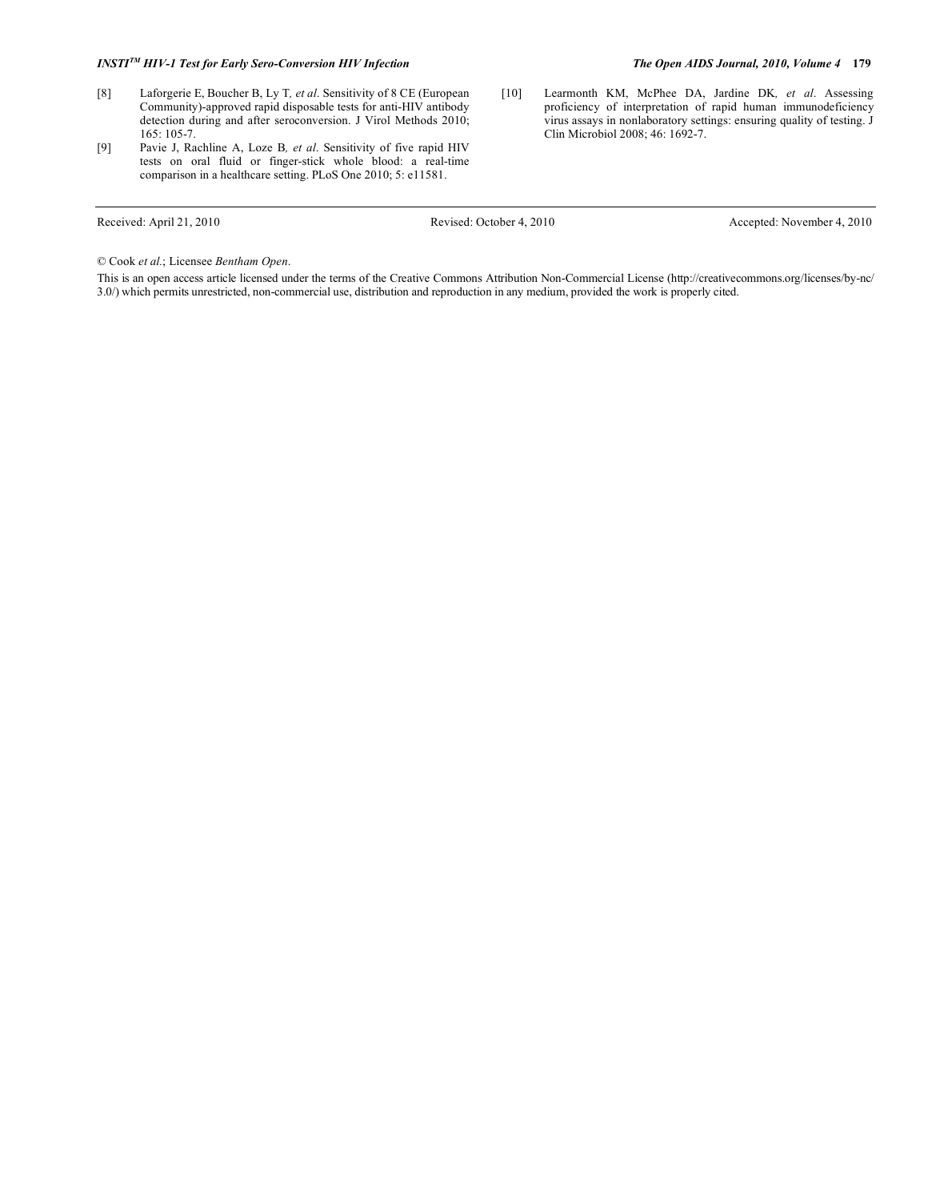[8] Laforgerie E, Boucher B, Ly T, *et al*. Sensitivity of 8 CE (European Community)-approved rapid disposable tests for anti-HIV antibody detection during and after seroconversion. J Virol Methods 2010; 165: 105-7.

[9] Pavie J, Rachline A, Loze B, *et al*. Sensitivity of five rapid HIV tests on oral fluid or finger-stick whole blood: a real-time comparison in a healthcare setting. PLoS One 2010; 5: e11581.

[10] Learmonth KM, McPhee DA, Jardine DK, *et al*. Assessing proficiency of interpretation of rapid human immunodeficiency virus assays in nonlaboratory settings: ensuring quality of testing. J Clin Microbiol 2008; 46: 1692-7.

Received: April 21, 2010 Revised: October 4, 2010 Accepted: November 4, 2010

© Cook *et al*.; Licensee *Bentham Open*.

This is an open access article licensed under the terms of the Creative Commons Attribution Non-Commercial License (http://creativecommons.org/licenses/by-nc/3.0/) which permits unrestricted, non-commercial use, distribution and reproduction in any medium, provided the work is properly cited.